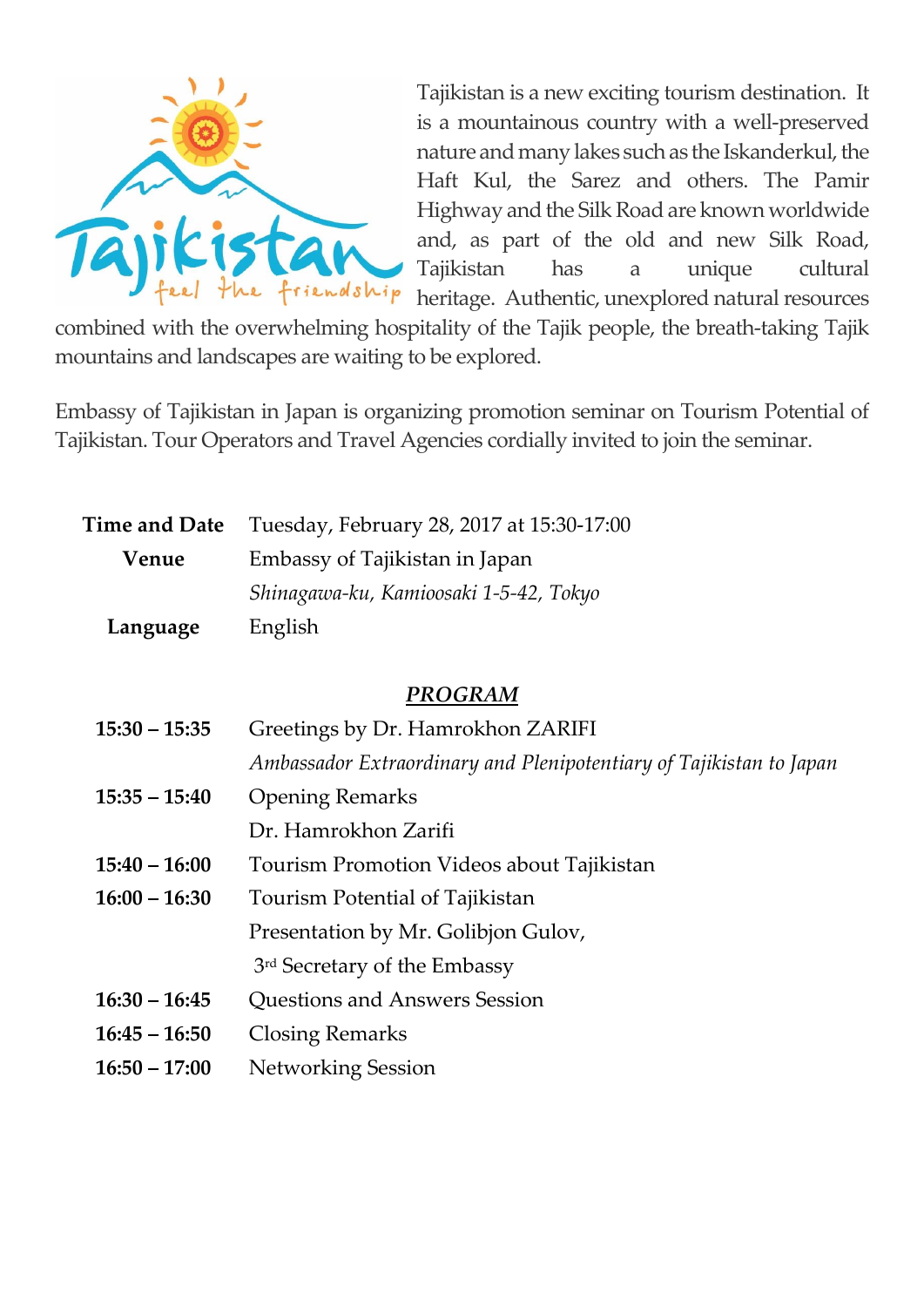Tajikistan is a new exciting tourism destination. It is a mountainous country with a well-preserved nature and many lakes such as the Iskanderkul, the Haft Kul, the Sarez and others. The Pamir Highway and the Silk Road are known worldwide and, as part of the old and new Silk Road, Tajikistan has a unique cultural heritage. Authentic, unexplored natural resources combined with the overwhelming hospitality of the Tajik people, the breath-taking Tajik mountains and landscapes are waiting to be explored.

Embassy of Tajikistan in Japan is organizing promotion seminar on Tourism Potential of Tajikistan. Tour Operators and Travel Agencies cordially invited to join the seminar.

| | |
|---|---|
| **Time and Date** | Tuesday, February 28, 2017 at 15:30-17:00 |
| **Venue** | Embassy of Tajikistan in Japan<br>*Shinagawa-ku, Kamioosaki 1-5-42, Tokyo* |
| **Language** | English |

## ***PROGRAM***

| | |
|---|---|
| **15:30 – 15:35** | Greetings by Dr. Hamrokhon ZARIFI<br>*Ambassador Extraordinary and Plenipotentiary of Tajikistan to Japan* |
| **15:35 – 15:40** | Opening Remarks<br>Dr. Hamrokhon Zarifi |
| **15:40 – 16:00** | Tourism Promotion Videos about Tajikistan |
| **16:00 – 16:30** | Tourism Potential of Tajikistan<br>Presentation by Mr. Golibjon Gulov,<br>3rd Secretary of the Embassy |
| **16:30 – 16:45** | Questions and Answers Session |
| **16:45 – 16:50** | Closing Remarks |
| **16:50 – 17:00** | Networking Session |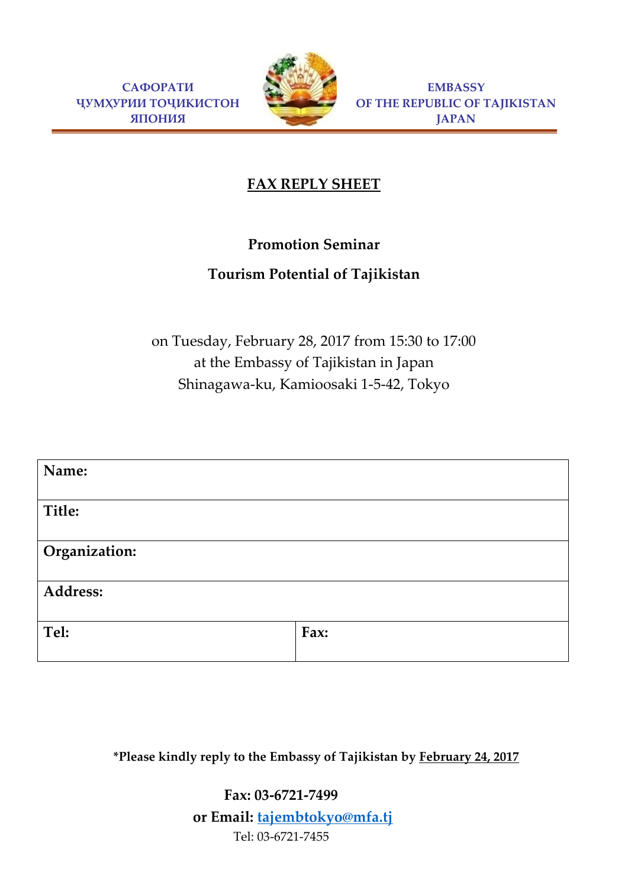САФОРАТИ
ҶУМҲУРИИ ТОҶИКИСТОН
ЯПОНИЯ

EMBASSY
OF THE REPUBLIC OF TAJIKISTAN
JAPAN

# FAX REPLY SHEET

**Promotion Seminar**

**Tourism Potential of Tajikistan**

on Tuesday, February 28, 2017 from 15:30 to 17:00
at the Embassy of Tajikistan in Japan
Shinagawa-ku, Kamioosaki 1-5-42, Tokyo

| | |
|---|---|
| **Name:** | |
| **Title:** | |
| **Organization:** | |
| **Address:** | |
| **Tel:** | **Fax:** |

**\*Please kindly reply to the Embassy of Tajikistan by February 24, 2017**

**Fax: 03-6721-7499**

**or Email: tajembtokyo@mfa.tj**

Tel: 03-6721-7455